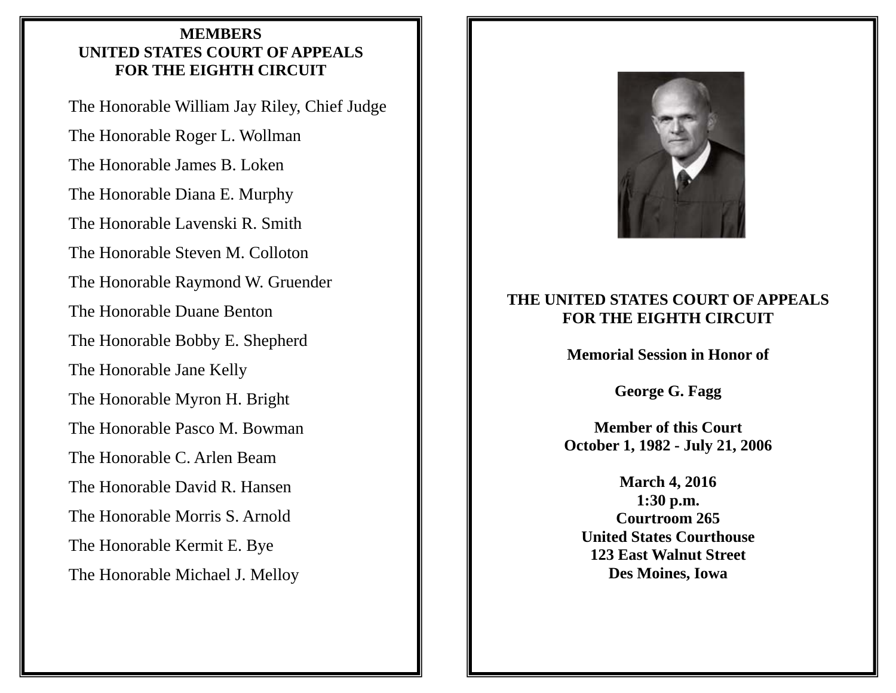## MEMBERS
## UNITED STATES COURT OF APPEALS
## FOR THE EIGHTH CIRCUIT

The Honorable William Jay Riley, Chief Judge

The Honorable Roger L. Wollman

The Honorable James B. Loken

The Honorable Diana E. Murphy

The Honorable Lavenski R. Smith

The Honorable Steven M. Colloton

The Honorable Raymond W. Gruender

The Honorable Duane Benton

The Honorable Bobby E. Shepherd

The Honorable Jane Kelly

The Honorable Myron H. Bright

The Honorable Pasco M. Bowman

The Honorable C. Arlen Beam

The Honorable David R. Hansen

The Honorable Morris S. Arnold

The Honorable Kermit E. Bye

The Honorable Michael J. Melloy

## THE UNITED STATES COURT OF APPEALS
## FOR THE EIGHTH CIRCUIT

**Memorial Session in Honor of**

**George G. Fagg**

**Member of this Court**
**October 1, 1982 - July 21, 2006**

**March 4, 2016**
**1:30 p.m.**
**Courtroom 265**
**United States Courthouse**
**123 East Walnut Street**
**Des Moines, Iowa**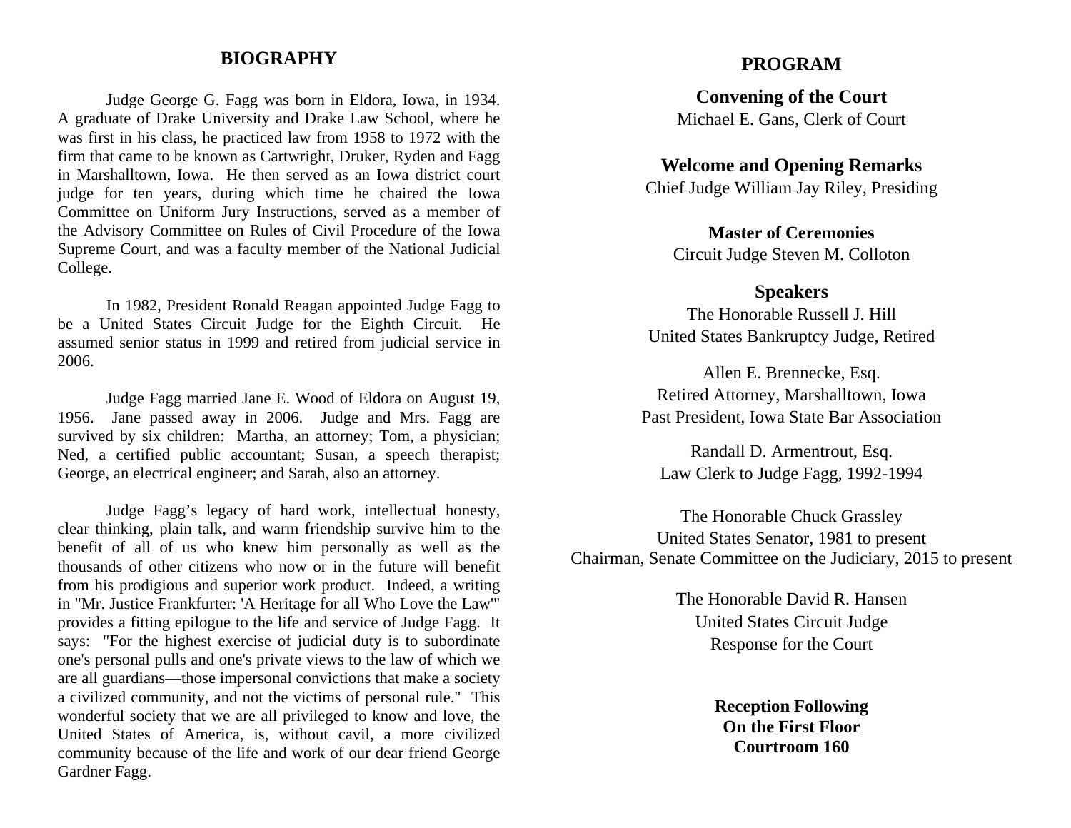## BIOGRAPHY

Judge George G. Fagg was born in Eldora, Iowa, in 1934. A graduate of Drake University and Drake Law School, where he was first in his class, he practiced law from 1958 to 1972 with the firm that came to be known as Cartwright, Druker, Ryden and Fagg in Marshalltown, Iowa. He then served as an Iowa district court judge for ten years, during which time he chaired the Iowa Committee on Uniform Jury Instructions, served as a member of the Advisory Committee on Rules of Civil Procedure of the Iowa Supreme Court, and was a faculty member of the National Judicial College.

In 1982, President Ronald Reagan appointed Judge Fagg to be a United States Circuit Judge for the Eighth Circuit. He assumed senior status in 1999 and retired from judicial service in 2006.

Judge Fagg married Jane E. Wood of Eldora on August 19, 1956. Jane passed away in 2006. Judge and Mrs. Fagg are survived by six children: Martha, an attorney; Tom, a physician; Ned, a certified public accountant; Susan, a speech therapist; George, an electrical engineer; and Sarah, also an attorney.

Judge Fagg's legacy of hard work, intellectual honesty, clear thinking, plain talk, and warm friendship survive him to the benefit of all of us who knew him personally as well as the thousands of other citizens who now or in the future will benefit from his prodigious and superior work product. Indeed, a writing in "Mr. Justice Frankfurter: 'A Heritage for all Who Love the Law'" provides a fitting epilogue to the life and service of Judge Fagg. It says: "For the highest exercise of judicial duty is to subordinate one's personal pulls and one's private views to the law of which we are all guardians—those impersonal convictions that make a society a civilized community, and not the victims of personal rule." This wonderful society that we are all privileged to know and love, the United States of America, is, without cavil, a more civilized community because of the life and work of our dear friend George Gardner Fagg.

## PROGRAM

**Convening of the Court**
Michael E. Gans, Clerk of Court

**Welcome and Opening Remarks**
Chief Judge William Jay Riley, Presiding

**Master of Ceremonies**
Circuit Judge Steven M. Colloton

**Speakers**

The Honorable Russell J. Hill
United States Bankruptcy Judge, Retired

Allen E. Brennecke, Esq.
Retired Attorney, Marshalltown, Iowa
Past President, Iowa State Bar Association

Randall D. Armentrout, Esq.
Law Clerk to Judge Fagg, 1992-1994

The Honorable Chuck Grassley
United States Senator, 1981 to present
Chairman, Senate Committee on the Judiciary, 2015 to present

The Honorable David R. Hansen
United States Circuit Judge
Response for the Court

**Reception Following**
**On the First Floor**
**Courtroom 160**